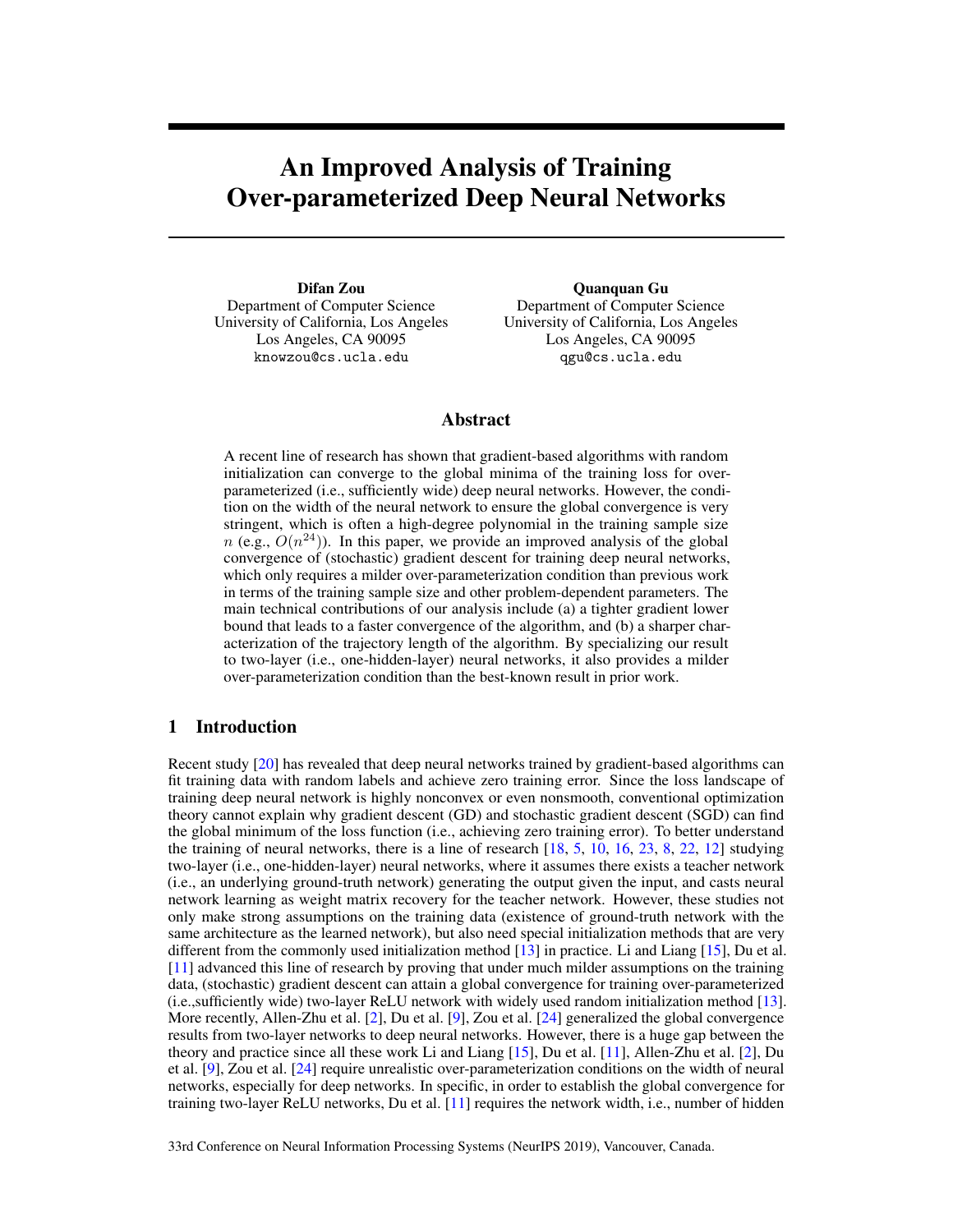# An Improved Analysis of Training Over-parameterized Deep Neural Networks

**Difan Zou**
Department of Computer Science
University of California, Los Angeles
Los Angeles, CA 90095
knowzou@cs.ucla.edu

**Quanquan Gu**
Department of Computer Science
University of California, Los Angeles
Los Angeles, CA 90095
qgu@cs.ucla.edu

## Abstract

A recent line of research has shown that gradient-based algorithms with random initialization can converge to the global minima of the training loss for over-parameterized (i.e., sufficiently wide) deep neural networks. However, the condition on the width of the neural network to ensure the global convergence is very stringent, which is often a high-degree polynomial in the training sample size $n$ (e.g., $O(n^{24})$). In this paper, we provide an improved analysis of the global convergence of (stochastic) gradient descent for training deep neural networks, which only requires a milder over-parameterization condition than previous work in terms of the training sample size and other problem-dependent parameters. The main technical contributions of our analysis include (a) a tighter gradient lower bound that leads to a faster convergence of the algorithm, and (b) a sharper characterization of the trajectory length of the algorithm. By specializing our result to two-layer (i.e., one-hidden-layer) neural networks, it also provides a milder over-parameterization condition than the best-known result in prior work.

## 1 Introduction

Recent study [20] has revealed that deep neural networks trained by gradient-based algorithms can fit training data with random labels and achieve zero training error. Since the loss landscape of training deep neural network is highly nonconvex or even nonsmooth, conventional optimization theory cannot explain why gradient descent (GD) and stochastic gradient descent (SGD) can find the global minimum of the loss function (i.e., achieving zero training error). To better understand the training of neural networks, there is a line of research [18, 5, 10, 16, 23, 8, 22, 12] studying two-layer (i.e., one-hidden-layer) neural networks, where it assumes there exists a teacher network (i.e., an underlying ground-truth network) generating the output given the input, and casts neural network learning as weight matrix recovery for the teacher network. However, these studies not only make strong assumptions on the training data (existence of ground-truth network with the same architecture as the learned network), but also need special initialization methods that are very different from the commonly used initialization method [13] in practice. Li and Liang [15], Du et al. [11] advanced this line of research by proving that under much milder assumptions on the training data, (stochastic) gradient descent can attain a global convergence for training over-parameterized (i.e.,sufficiently wide) two-layer ReLU network with widely used random initialization method [13]. More recently, Allen-Zhu et al. [2], Du et al. [9], Zou et al. [24] generalized the global convergence results from two-layer networks to deep neural networks. However, there is a huge gap between the theory and practice since all these work Li and Liang [15], Du et al. [11], Allen-Zhu et al. [2], Du et al. [9], Zou et al. [24] require unrealistic over-parameterization conditions on the width of neural networks, especially for deep networks. In specific, in order to establish the global convergence for training two-layer ReLU networks, Du et al. [11] requires the network width, i.e., number of hidden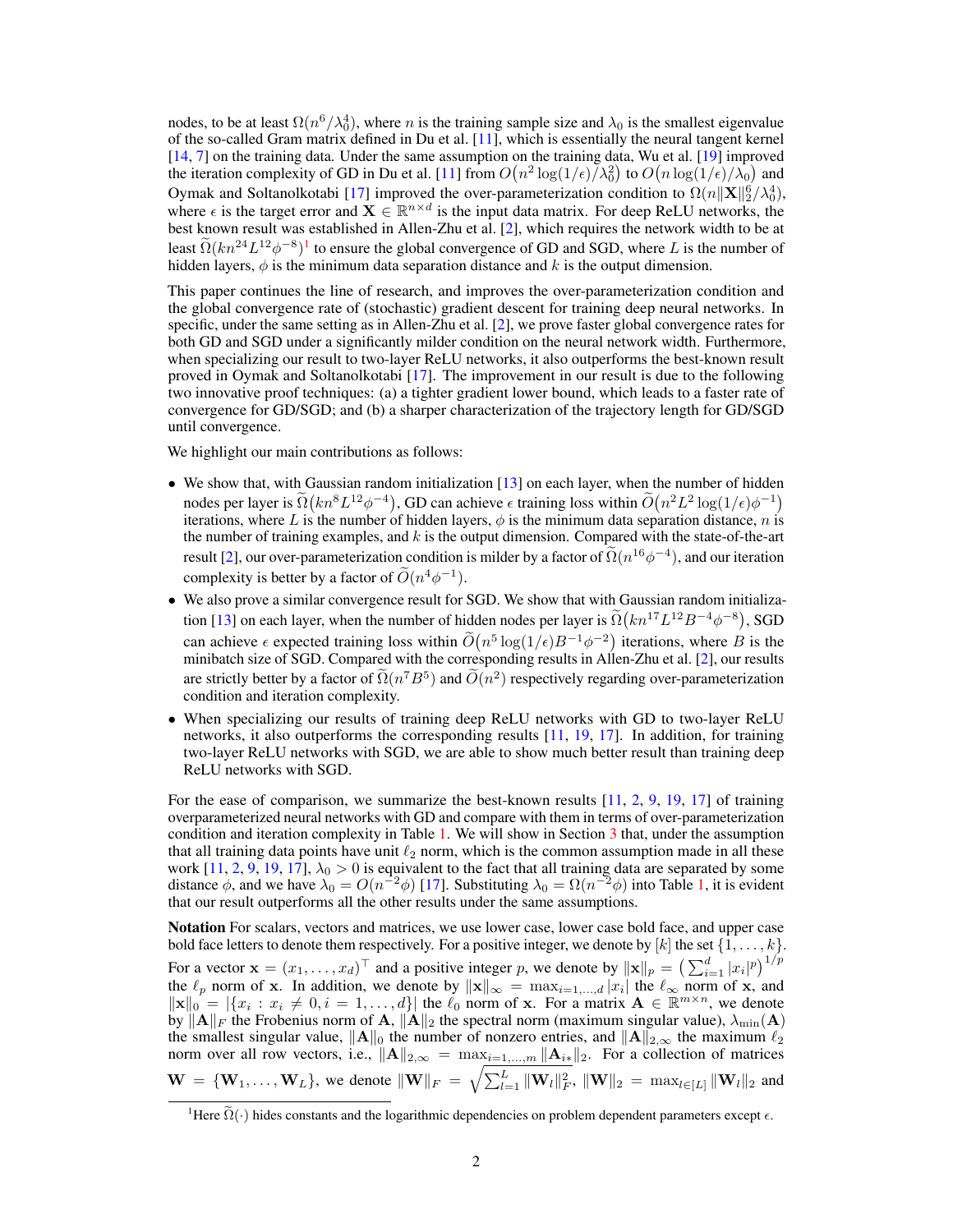nodes, to be at least $\Omega(n^6/\lambda_0^4)$, where $n$ is the training sample size and $\lambda_0$ is the smallest eigenvalue of the so-called Gram matrix defined in Du et al. [11], which is essentially the neural tangent kernel [14, 7] on the training data. Under the same assumption on the training data, Wu et al. [19] improved the iteration complexity of GD in Du et al. [11] from $O\big(n^2 \log(1/\epsilon)/\lambda_0^2\big)$ to $O\big(n \log(1/\epsilon)/\lambda_0\big)$ and Oymak and Soltanolkotabi [17] improved the over-parameterization condition to $\Omega(n\|\mathbf{X}\|_2^6/\lambda_0^4)$, where $\epsilon$ is the target error and $\mathbf{X} \in \mathbb{R}^{n\times d}$ is the input data matrix. For deep ReLU networks, the best known result was established in Allen-Zhu et al. [2], which requires the network width to be at least $\widetilde{\Omega}(kn^{24}L^{12}\phi^{-8})$[1] to ensure the global convergence of GD and SGD, where $L$ is the number of hidden layers, $\phi$ is the minimum data separation distance and $k$ is the output dimension.

This paper continues the line of research, and improves the over-parameterization condition and the global convergence rate of (stochastic) gradient descent for training deep neural networks. In specific, under the same setting as in Allen-Zhu et al. [2], we prove faster global convergence rates for both GD and SGD under a significantly milder condition on the neural network width. Furthermore, when specializing our result to two-layer ReLU networks, it also outperforms the best-known result proved in Oymak and Soltanolkotabi [17]. The improvement in our result is due to the following two innovative proof techniques: (a) a tighter gradient lower bound, which leads to a faster rate of convergence for GD/SGD; and (b) a sharper characterization of the trajectory length for GD/SGD until convergence.

We highlight our main contributions as follows:

- We show that, with Gaussian random initialization [13] on each layer, when the number of hidden nodes per layer is $\widetilde{\Omega}\big(kn^8L^{12}\phi^{-4}\big)$, GD can achieve $\epsilon$ training loss within $\widetilde{O}\big(n^2L^2\log(1/\epsilon)\phi^{-1}\big)$ iterations, where $L$ is the number of hidden layers, $\phi$ is the minimum data separation distance, $n$ is the number of training examples, and $k$ is the output dimension. Compared with the state-of-the-art result [2], our over-parameterization condition is milder by a factor of $\widetilde{\Omega}(n^{16}\phi^{-4})$, and our iteration complexity is better by a factor of $\widetilde{O}(n^4\phi^{-1})$.
- We also prove a similar convergence result for SGD. We show that with Gaussian random initialization [13] on each layer, when the number of hidden nodes per layer is $\widetilde{\Omega}\big(kn^{17}L^{12}B^{-4}\phi^{-8}\big)$, SGD can achieve $\epsilon$ expected training loss within $\widetilde{O}\big(n^5\log(1/\epsilon)B^{-1}\phi^{-2}\big)$ iterations, where $B$ is the minibatch size of SGD. Compared with the corresponding results in Allen-Zhu et al. [2], our results are strictly better by a factor of $\widetilde{\Omega}(n^7B^5)$ and $\widetilde{O}(n^2)$ respectively regarding over-parameterization condition and iteration complexity.
- When specializing our results of training deep ReLU networks with GD to two-layer ReLU networks, it also outperforms the corresponding results [11, 19, 17]. In addition, for training two-layer ReLU networks with SGD, we are able to show much better result than training deep ReLU networks with SGD.

For the ease of comparison, we summarize the best-known results [11, 2, 9, 19, 17] of training overparameterized neural networks with GD and compare with them in terms of over-parameterization condition and iteration complexity in Table 1. We will show in Section 3 that, under the assumption that all training data points have unit $\ell_2$ norm, which is the common assumption made in all these work [11, 2, 9, 19, 17], $\lambda_0 > 0$ is equivalent to the fact that all training data are separated by some distance $\phi$, and we have $\lambda_0 = O(n^{-2}\phi)$ [17]. Substituting $\lambda_0 = \Omega(n^{-2}\phi)$ into Table 1, it is evident that our result outperforms all the other results under the same assumptions.

**Notation** For scalars, vectors and matrices, we use lower case, lower case bold face, and upper case bold face letters to denote them respectively. For a positive integer, we denote by $[k]$ the set $\{1, \ldots, k\}$. For a vector $\mathbf{x} = (x_1, \ldots, x_d)^\top$ and a positive integer $p$, we denote by $\|\mathbf{x}\|_p = \big(\sum_{i=1}^d |x_i|^p\big)^{1/p}$ the $\ell_p$ norm of $\mathbf{x}$. In addition, we denote by $\|\mathbf{x}\|_\infty = \max_{i=1,\ldots,d}|x_i|$ the $\ell_\infty$ norm of $\mathbf{x}$, and $\|\mathbf{x}\|_0 = |\{x_i : x_i \neq 0, i = 1, \ldots, d\}|$ the $\ell_0$ norm of $\mathbf{x}$. For a matrix $\mathbf{A} \in \mathbb{R}^{m\times n}$, we denote by $\|\mathbf{A}\|_F$ the Frobenius norm of $\mathbf{A}$, $\|\mathbf{A}\|_2$ the spectral norm (maximum singular value), $\lambda_{\min}(\mathbf{A})$ the smallest singular value, $\|\mathbf{A}\|_0$ the number of nonzero entries, and $\|\mathbf{A}\|_{2,\infty}$ the maximum $\ell_2$ norm over all row vectors, i.e., $\|\mathbf{A}\|_{2,\infty} = \max_{i=1,\ldots,m}\|\mathbf{A}_{i*}\|_2$. For a collection of matrices $\mathbf{W} = \{\mathbf{W}_1, \ldots, \mathbf{W}_L\}$, we denote $\|\mathbf{W}\|_F = \sqrt{\sum_{l=1}^L \|\mathbf{W}_l\|_F^2}$, $\|\mathbf{W}\|_2 = \max_{l\in[L]}\|\mathbf{W}_l\|_2$ and

[1] Here $\widetilde{\Omega}(\cdot)$ hides constants and the logarithmic dependencies on problem dependent parameters except $\epsilon$.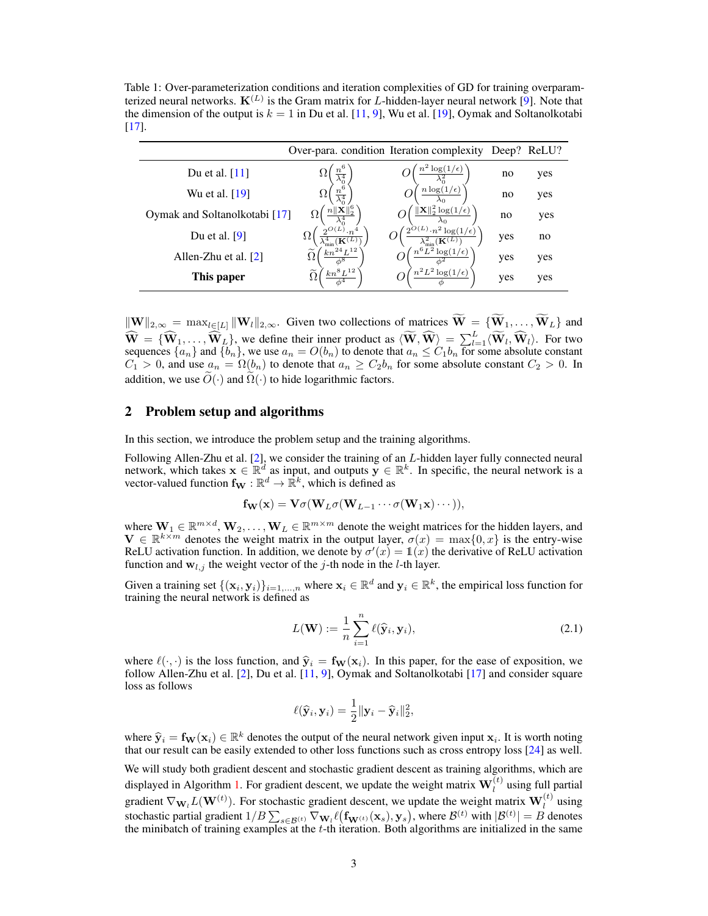Table 1: Over-parameterization conditions and iteration complexities of GD for training overparameterized neural networks. $\mathbf{K}^{(L)}$ is the Gram matrix for $L$-hidden-layer neural network [9]. Note that the dimension of the output is $k = 1$ in Du et al. [11, 9], Wu et al. [19], Oymak and Soltanolkotabi [17].

| | Over-para. condition | Iteration complexity | Deep? | ReLU? |
|---|---|---|---|---|
| Du et al. [11] | $\Omega\left(\frac{n^6}{\lambda_0^4}\right)$ | $O\left(\frac{n^2 \log(1/\epsilon)}{\lambda_0^2}\right)$ | no | yes |
| Wu et al. [19] | $\Omega\left(\frac{n^6}{\lambda_0^4}\right)$ | $O\left(\frac{n \log(1/\epsilon)}{\lambda_0}\right)$ | no | yes |
| Oymak and Soltanolkotabi [17] | $\Omega\left(\frac{n\|\mathbf{X}\|_2^6}{\lambda_0^4}\right)$ | $O\left(\frac{\|\mathbf{X}\|_2^2 \log(1/\epsilon)}{\lambda_0}\right)$ | no | yes |
| Du et al. [9] | $\Omega\left(\frac{2^{O(L)} \cdot n^4}{\lambda_{\min}^4(\mathbf{K}^{(L)})}\right)$ | $O\left(\frac{2^{O(L)} \cdot n^2 \log(1/\epsilon)}{\lambda_{\min}^2(\mathbf{K}^{(L)})}\right)$ | yes | no |
| Allen-Zhu et al. [2] | $\widetilde{\Omega}\left(\frac{kn^{24}L^{12}}{\phi^8}\right)$ | $O\left(\frac{n^6 L^2 \log(1/\epsilon)}{\phi^2}\right)$ | yes | yes |
| **This paper** | $\widetilde{\Omega}\left(\frac{kn^8 L^{12}}{\phi^4}\right)$ | $O\left(\frac{n^2 L^2 \log(1/\epsilon)}{\phi}\right)$ | yes | yes |

$\|\mathbf{W}\|_{2,\infty} = \max_{l\in[L]} \|\mathbf{W}_l\|_{2,\infty}$. Given two collections of matrices $\widetilde{\mathbf{W}} = \{\widetilde{\mathbf{W}}_1, \ldots, \widetilde{\mathbf{W}}_L\}$ and $\widehat{\mathbf{W}} = \{\widehat{\mathbf{W}}_1, \ldots, \widehat{\mathbf{W}}_L\}$, we define their inner product as $\langle \widetilde{\mathbf{W}}, \widehat{\mathbf{W}} \rangle = \sum_{l=1}^L \langle \widetilde{\mathbf{W}}_l, \widehat{\mathbf{W}}_l \rangle$. For two sequences $\{a_n\}$ and $\{b_n\}$, we use $a_n = O(b_n)$ to denote that $a_n \le C_1 b_n$ for some absolute constant $C_1 > 0$, and use $a_n = \Omega(b_n)$ to denote that $a_n \ge C_2 b_n$ for some absolute constant $C_2 > 0$. In addition, we use $\widetilde{O}(\cdot)$ and $\widetilde{\Omega}(\cdot)$ to hide logarithmic factors.

## 2 Problem setup and algorithms

In this section, we introduce the problem setup and the training algorithms.

Following Allen-Zhu et al. [2], we consider the training of an $L$-hidden layer fully connected neural network, which takes $\mathbf{x} \in \mathbb{R}^d$ as input, and outputs $\mathbf{y} \in \mathbb{R}^k$. In specific, the neural network is a vector-valued function $\mathbf{f}_{\mathbf{W}} : \mathbb{R}^d \to \mathbb{R}^k$, which is defined as

$$\mathbf{f}_{\mathbf{W}}(\mathbf{x}) = \mathbf{V}\sigma(\mathbf{W}_L\sigma(\mathbf{W}_{L-1}\cdots\sigma(\mathbf{W}_1\mathbf{x})\cdots)),$$

where $\mathbf{W}_1 \in \mathbb{R}^{m\times d}$, $\mathbf{W}_2, \ldots, \mathbf{W}_L \in \mathbb{R}^{m\times m}$ denote the weight matrices for the hidden layers, and $\mathbf{V} \in \mathbb{R}^{k\times m}$ denotes the weight matrix in the output layer, $\sigma(x) = \max\{0, x\}$ is the entry-wise ReLU activation function. In addition, we denote by $\sigma'(x) = \mathbb{1}(x)$ the derivative of ReLU activation function and $\mathbf{w}_{l,j}$ the weight vector of the $j$-th node in the $l$-th layer.

Given a training set $\{(\mathbf{x}_i, \mathbf{y}_i)\}_{i=1,\ldots,n}$ where $\mathbf{x}_i \in \mathbb{R}^d$ and $\mathbf{y}_i \in \mathbb{R}^k$, the empirical loss function for training the neural network is defined as

$$L(\mathbf{W}) := \frac{1}{n}\sum_{i=1}^n \ell(\widehat{\mathbf{y}}_i, \mathbf{y}_i), \tag{2.1}$$

where $\ell(\cdot,\cdot)$ is the loss function, and $\widehat{\mathbf{y}}_i = \mathbf{f}_{\mathbf{W}}(\mathbf{x}_i)$. In this paper, for the ease of exposition, we follow Allen-Zhu et al. [2], Du et al. [11, 9], Oymak and Soltanolkotabi [17] and consider square loss as follows

$$\ell(\widehat{\mathbf{y}}_i, \mathbf{y}_i) = \frac{1}{2}\|\mathbf{y}_i - \widehat{\mathbf{y}}_i\|_2^2,$$

where $\widehat{\mathbf{y}}_i = \mathbf{f}_{\mathbf{W}}(\mathbf{x}_i) \in \mathbb{R}^k$ denotes the output of the neural network given input $\mathbf{x}_i$. It is worth noting that our result can be easily extended to other loss functions such as cross entropy loss [24] as well.

We will study both gradient descent and stochastic gradient descent as training algorithms, which are displayed in Algorithm 1. For gradient descent, we update the weight matrix $\mathbf{W}_l^{(t)}$ using full partial gradient $\nabla_{\mathbf{W}_l} L(\mathbf{W}^{(t)})$. For stochastic gradient descent, we update the weight matrix $\mathbf{W}_l^{(t)}$ using stochastic partial gradient $1/B\sum_{s\in\mathcal{B}^{(t)}} \nabla_{\mathbf{W}_l} \ell\big(\mathbf{f}_{\mathbf{W}^{(t)}}(\mathbf{x}_s), \mathbf{y}_s\big)$, where $\mathcal{B}^{(t)}$ with $|\mathcal{B}^{(t)}| = B$ denotes the minibatch of training examples at the $t$-th iteration. Both algorithms are initialized in the same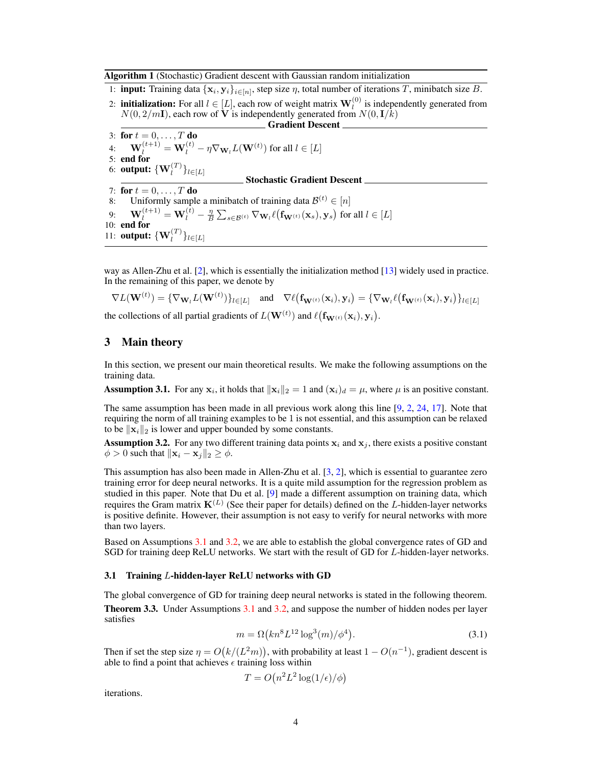**Algorithm 1** (Stochastic) Gradient descent with Gaussian random initialization

1: **input:** Training data $\{\mathbf{x}_i, \mathbf{y}_i\}_{i\in[n]}$, step size $\eta$, total number of iterations $T$, minibatch size $B$.

2: **initialization:** For all $l \in [L]$, each row of weight matrix $\mathbf{W}_l^{(0)}$ is independently generated from $N(0, 2/m\mathbf{I})$, each row of $\mathbf{V}$ is independently generated from $N(0, \mathbf{I}/k)$

**Gradient Descent**

3: **for** $t = 0, \ldots, T$ **do**

4: $\quad \mathbf{W}_l^{(t+1)} = \mathbf{W}_l^{(t)} - \eta \nabla_{\mathbf{W}_l} L(\mathbf{W}^{(t)})$ for all $l \in [L]$

5: **end for**

6: **output:** $\{\mathbf{W}_l^{(T)}\}_{l\in[L]}$

**Stochastic Gradient Descent**

7: **for** $t = 0, \ldots, T$ **do**

8: $\quad$ Uniformly sample a minibatch of training data $\mathcal{B}^{(t)} \in [n]$

9: $\quad \mathbf{W}_l^{(t+1)} = \mathbf{W}_l^{(t)} - \frac{\eta}{B}\sum_{s\in\mathcal{B}^{(t)}} \nabla_{\mathbf{W}_l} \ell\big(\mathbf{f}_{\mathbf{W}^{(t)}}(\mathbf{x}_s), \mathbf{y}_s\big)$ for all $l \in [L]$

10: **end for**

11: **output:** $\{\mathbf{W}_l^{(T)}\}_{l\in[L]}$

way as Allen-Zhu et al. [2], which is essentially the initialization method [13] widely used in practice. In the remaining of this paper, we denote by

$$\nabla L(\mathbf{W}^{(t)}) = \{\nabla_{\mathbf{W}_l} L(\mathbf{W}^{(t)})\}_{l\in[L]} \quad \text{and} \quad \nabla \ell\big(\mathbf{f}_{\mathbf{W}^{(t)}}(\mathbf{x}_i), \mathbf{y}_i\big) = \{\nabla_{\mathbf{W}_l} \ell\big(\mathbf{f}_{\mathbf{W}^{(t)}}(\mathbf{x}_i), \mathbf{y}_i\big)\}_{l\in[L]}$$

the collections of all partial gradients of $L(\mathbf{W}^{(t)})$ and $\ell\big(\mathbf{f}_{\mathbf{W}^{(t)}}(\mathbf{x}_i), \mathbf{y}_i\big)$.

## 3 Main theory

In this section, we present our main theoretical results. We make the following assumptions on the training data.

**Assumption 3.1.** For any $\mathbf{x}_i$, it holds that $\|\mathbf{x}_i\|_2 = 1$ and $(\mathbf{x}_i)_d = \mu$, where $\mu$ is an positive constant.

The same assumption has been made in all previous work along this line [9, 2, 24, 17]. Note that requiring the norm of all training examples to be 1 is not essential, and this assumption can be relaxed to be $\|\mathbf{x}_i\|_2$ is lower and upper bounded by some constants.

**Assumption 3.2.** For any two different training data points $\mathbf{x}_i$ and $\mathbf{x}_j$, there exists a positive constant $\phi > 0$ such that $\|\mathbf{x}_i - \mathbf{x}_j\|_2 \ge \phi$.

This assumption has also been made in Allen-Zhu et al. [3, 2], which is essential to guarantee zero training error for deep neural networks. It is a quite mild assumption for the regression problem as studied in this paper. Note that Du et al. [9] made a different assumption on training data, which requires the Gram matrix $\mathbf{K}^{(L)}$ (See their paper for details) defined on the $L$-hidden-layer networks is positive definite. However, their assumption is not easy to verify for neural networks with more than two layers.

Based on Assumptions 3.1 and 3.2, we are able to establish the global convergence rates of GD and SGD for training deep ReLU networks. We start with the result of GD for $L$-hidden-layer networks.

### 3.1 Training $L$-hidden-layer ReLU networks with GD

The global convergence of GD for training deep neural networks is stated in the following theorem.

**Theorem 3.3.** Under Assumptions 3.1 and 3.2, and suppose the number of hidden nodes per layer satisfies

$$m = \Omega\big(kn^8L^{12}\log^3(m)/\phi^4\big). \tag{3.1}$$

Then if set the step size $\eta = O\big(k/(L^2m)\big)$, with probability at least $1 - O(n^{-1})$, gradient descent is able to find a point that achieves $\epsilon$ training loss within

$$T = O\big(n^2L^2\log(1/\epsilon)/\phi\big)$$

iterations.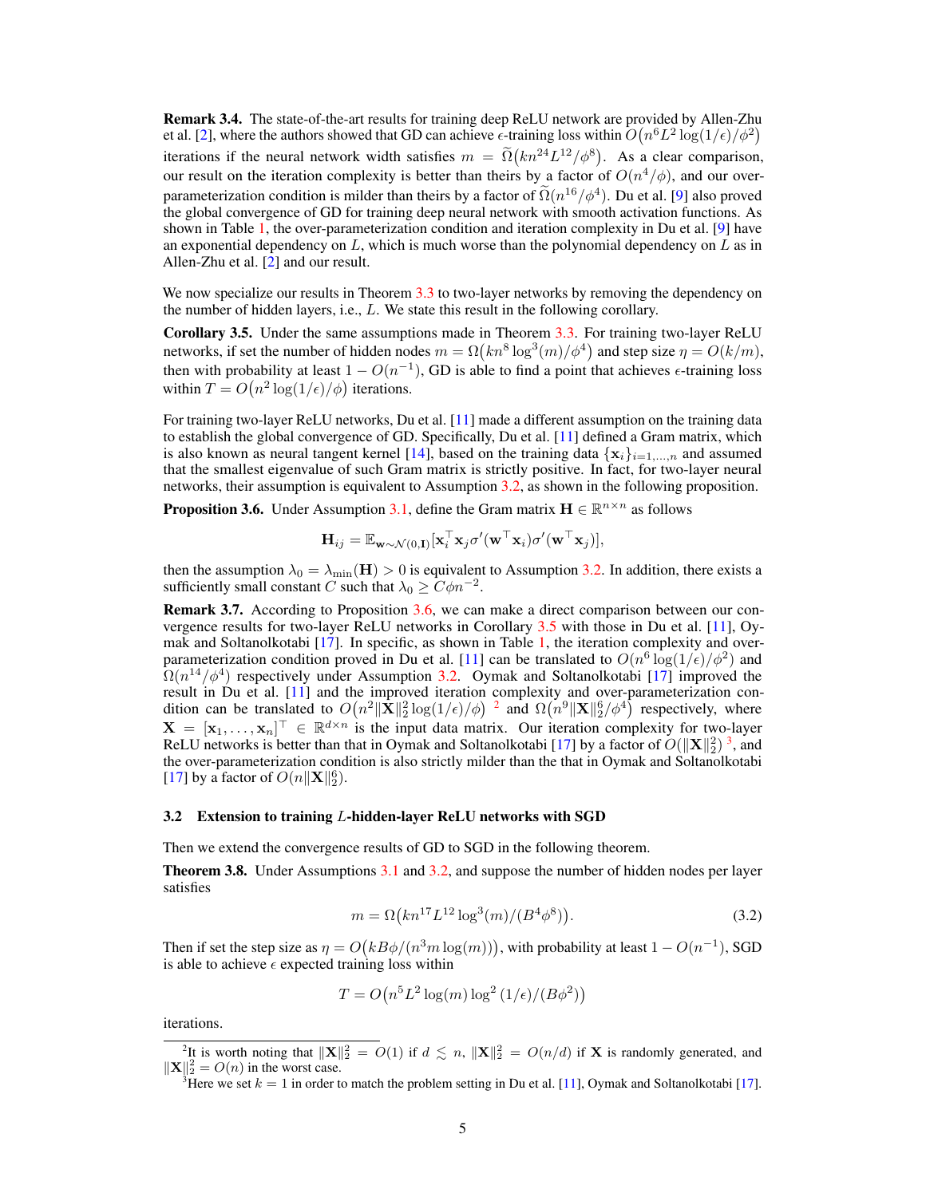**Remark 3.4.** The state-of-the-art results for training deep ReLU network are provided by Allen-Zhu et al. [2], where the authors showed that GD can achieve $\epsilon$-training loss within $O\big(n^6 L^2 \log(1/\epsilon)/\phi^2\big)$ iterations if the neural network width satisfies $m = \widetilde{\Omega}\big(kn^{24}L^{12}/\phi^8\big)$. As a clear comparison, our result on the iteration complexity is better than theirs by a factor of $O(n^4/\phi)$, and our over-parameterization condition is milder than theirs by a factor of $\widetilde{\Omega}(n^{16}/\phi^4)$. Du et al. [9] also proved the global convergence of GD for training deep neural network with smooth activation functions. As shown in Table 1, the over-parameterization condition and iteration complexity in Du et al. [9] have an exponential dependency on $L$, which is much worse than the polynomial dependency on $L$ as in Allen-Zhu et al. [2] and our result.

We now specialize our results in Theorem 3.3 to two-layer networks by removing the dependency on the number of hidden layers, i.e., $L$. We state this result in the following corollary.

**Corollary 3.5.** Under the same assumptions made in Theorem 3.3. For training two-layer ReLU networks, if set the number of hidden nodes $m = \Omega\big(kn^8 \log^3(m)/\phi^4\big)$ and step size $\eta = O(k/m)$, then with probability at least $1 - O(n^{-1})$, GD is able to find a point that achieves $\epsilon$-training loss within $T = O\big(n^2 \log(1/\epsilon)/\phi\big)$ iterations.

For training two-layer ReLU networks, Du et al. [11] made a different assumption on the training data to establish the global convergence of GD. Specifically, Du et al. [11] defined a Gram matrix, which is also known as neural tangent kernel [14], based on the training data $\{\mathbf{x}_i\}_{i=1,\ldots,n}$ and assumed that the smallest eigenvalue of such Gram matrix is strictly positive. In fact, for two-layer neural networks, their assumption is equivalent to Assumption 3.2, as shown in the following proposition.

**Proposition 3.6.** Under Assumption 3.1, define the Gram matrix $\mathbf{H} \in \mathbb{R}^{n\times n}$ as follows

$$\mathbf{H}_{ij} = \mathbb{E}_{\mathbf{w}\sim\mathcal{N}(0,\mathbf{I})}[\mathbf{x}_i^\top \mathbf{x}_j \sigma'(\mathbf{w}^\top \mathbf{x}_i)\sigma'(\mathbf{w}^\top \mathbf{x}_j)],$$

then the assumption $\lambda_0 = \lambda_{\min}(\mathbf{H}) > 0$ is equivalent to Assumption 3.2. In addition, there exists a sufficiently small constant $C$ such that $\lambda_0 \geq C\phi n^{-2}$.

**Remark 3.7.** According to Proposition 3.6, we can make a direct comparison between our convergence results for two-layer ReLU networks in Corollary 3.5 with those in Du et al. [11], Oymak and Soltanolkotabi [17]. In specific, as shown in Table 1, the iteration complexity and over-parameterization condition proved in Du et al. [11] can be translated to $O(n^6 \log(1/\epsilon)/\phi^2)$ and $\Omega(n^{14}/\phi^4)$ respectively under Assumption 3.2. Oymak and Soltanolkotabi [17] improved the result in Du et al. [11] and the improved iteration complexity and over-parameterization condition can be translated to $O\big(n^2\|\mathbf{X}\|_2^2 \log(1/\epsilon)/\phi\big)$ [2] and $\Omega\big(n^9\|\mathbf{X}\|_2^6/\phi^4\big)$ respectively, where $\mathbf{X} = [\mathbf{x}_1, \ldots, \mathbf{x}_n]^\top \in \mathbb{R}^{d\times n}$ is the input data matrix. Our iteration complexity for two-layer ReLU networks is better than that in Oymak and Soltanolkotabi [17] by a factor of $O(\|\mathbf{X}\|_2^2)$ [3], and the over-parameterization condition is also strictly milder than the that in Oymak and Soltanolkotabi [17] by a factor of $O(n\|\mathbf{X}\|_2^6)$.

### 3.2 Extension to training $L$-hidden-layer ReLU networks with SGD

Then we extend the convergence results of GD to SGD in the following theorem.

**Theorem 3.8.** Under Assumptions 3.1 and 3.2, and suppose the number of hidden nodes per layer satisfies

$$m = \Omega\big(kn^{17}L^{12}\log^3(m)/(B^4\phi^8)\big). \tag{3.2}$$

Then if set the step size as $\eta = O\big(kB\phi/(n^3 m \log(m))\big)$, with probability at least $1 - O(n^{-1})$, SGD is able to achieve $\epsilon$ expected training loss within

$$T = O\big(n^5 L^2 \log(m) \log^2(1/\epsilon)/(B\phi^2)\big)$$

iterations.

---

[2] It is worth noting that $\|\mathbf{X}\|_2^2 = O(1)$ if $d \lesssim n$, $\|\mathbf{X}\|_2^2 = O(n/d)$ if $\mathbf{X}$ is randomly generated, and $\|\mathbf{X}\|_2^2 = O(n)$ in the worst case.

[3] Here we set $k = 1$ in order to match the problem setting in Du et al. [11], Oymak and Soltanolkotabi [17].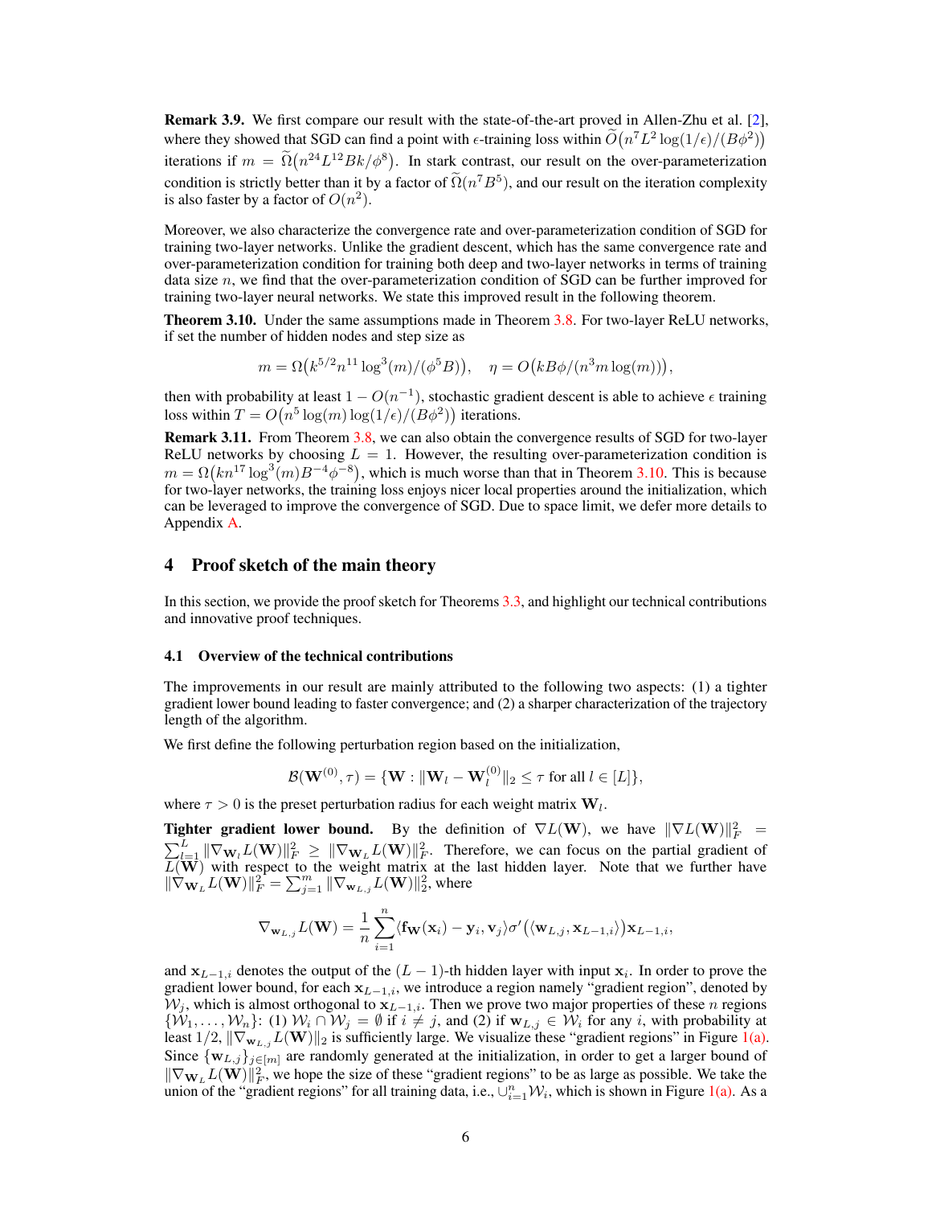**Remark 3.9.** We first compare our result with the state-of-the-art proved in Allen-Zhu et al. [2], where they showed that SGD can find a point with $\epsilon$-training loss within $\widetilde{O}\big(n^7 L^2 \log(1/\epsilon)/(B\phi^2)\big)$ iterations if $m = \widetilde{\Omega}\big(n^{24}L^{12}Bk/\phi^8\big)$. In stark contrast, our result on the over-parameterization condition is strictly better than it by a factor of $\widetilde{\Omega}(n^7B^5)$, and our result on the iteration complexity is also faster by a factor of $O(n^2)$.

Moreover, we also characterize the convergence rate and over-parameterization condition of SGD for training two-layer networks. Unlike the gradient descent, which has the same convergence rate and over-parameterization condition for training both deep and two-layer networks in terms of training data size $n$, we find that the over-parameterization condition of SGD can be further improved for training two-layer neural networks. We state this improved result in the following theorem.

**Theorem 3.10.** Under the same assumptions made in Theorem 3.8. For two-layer ReLU networks, if set the number of hidden nodes and step size as

$$m = \Omega\big(k^{5/2}n^{11}\log^3(m)/(\phi^5 B)\big), \quad \eta = O\big(kB\phi/(n^3 m \log(m))\big),$$

then with probability at least $1 - O(n^{-1})$, stochastic gradient descent is able to achieve $\epsilon$ training loss within $T = O\big(n^5 \log(m)\log(1/\epsilon)/(B\phi^2)\big)$ iterations.

**Remark 3.11.** From Theorem 3.8, we can also obtain the convergence results of SGD for two-layer ReLU networks by choosing $L = 1$. However, the resulting over-parameterization condition is $m = \Omega\big(kn^{17}\log^3(m)B^{-4}\phi^{-8}\big)$, which is much worse than that in Theorem 3.10. This is because for two-layer networks, the training loss enjoys nicer local properties around the initialization, which can be leveraged to improve the convergence of SGD. Due to space limit, we defer more details to Appendix A.

# 4 Proof sketch of the main theory

In this section, we provide the proof sketch for Theorems 3.3, and highlight our technical contributions and innovative proof techniques.

## 4.1 Overview of the technical contributions

The improvements in our result are mainly attributed to the following two aspects: (1) a tighter gradient lower bound leading to faster convergence; and (2) a sharper characterization of the trajectory length of the algorithm.

We first define the following perturbation region based on the initialization,

$$\mathcal{B}(\mathbf{W}^{(0)}, \tau) = \{\mathbf{W} : \|\mathbf{W}_l - \mathbf{W}_l^{(0)}\|_2 \le \tau \text{ for all } l \in [L]\},$$

where $\tau > 0$ is the preset perturbation radius for each weight matrix $\mathbf{W}_l$.

**Tighter gradient lower bound.** By the definition of $\nabla L(\mathbf{W})$, we have $\|\nabla L(\mathbf{W})\|_F^2 = \sum_{l=1}^L \|\nabla_{\mathbf{W}_l} L(\mathbf{W})\|_F^2 \ge \|\nabla_{\mathbf{W}_L} L(\mathbf{W})\|_F^2$. Therefore, we can focus on the partial gradient of $L(\mathbf{W})$ with respect to the weight matrix at the last hidden layer. Note that we further have $\|\nabla_{\mathbf{W}_L} L(\mathbf{W})\|_F^2 = \sum_{j=1}^m \|\nabla_{\mathbf{w}_{L,j}} L(\mathbf{W})\|_2^2$, where

$$\nabla_{\mathbf{w}_{L,j}} L(\mathbf{W}) = \frac{1}{n}\sum_{i=1}^n \langle \mathbf{f}_{\mathbf{W}}(\mathbf{x}_i) - \mathbf{y}_i, \mathbf{v}_j\rangle \sigma'\big(\langle \mathbf{w}_{L,j}, \mathbf{x}_{L-1,i}\rangle\big)\mathbf{x}_{L-1,i},$$

and $\mathbf{x}_{L-1,i}$ denotes the output of the $(L-1)$-th hidden layer with input $\mathbf{x}_i$. In order to prove the gradient lower bound, for each $\mathbf{x}_{L-1,i}$, we introduce a region namely "gradient region", denoted by $\mathcal{W}_j$, which is almost orthogonal to $\mathbf{x}_{L-1,i}$. Then we prove two major properties of these $n$ regions $\{\mathcal{W}_1, \ldots, \mathcal{W}_n\}$: (1) $\mathcal{W}_i \cap \mathcal{W}_j = \emptyset$ if $i \ne j$, and (2) if $\mathbf{w}_{L,j} \in \mathcal{W}_i$ for any $i$, with probability at least $1/2$, $\|\nabla_{\mathbf{w}_{L,j}} L(\mathbf{W})\|_2$ is sufficiently large. We visualize these "gradient regions" in Figure 1(a). Since $\{\mathbf{w}_{L,j}\}_{j\in[m]}$ are randomly generated at the initialization, in order to get a larger bound of $\|\nabla_{\mathbf{W}_L} L(\mathbf{W})\|_F^2$, we hope the size of these "gradient regions" to be as large as possible. We take the union of the "gradient regions" for all training data, i.e., $\cup_{i=1}^n \mathcal{W}_i$, which is shown in Figure 1(a). As a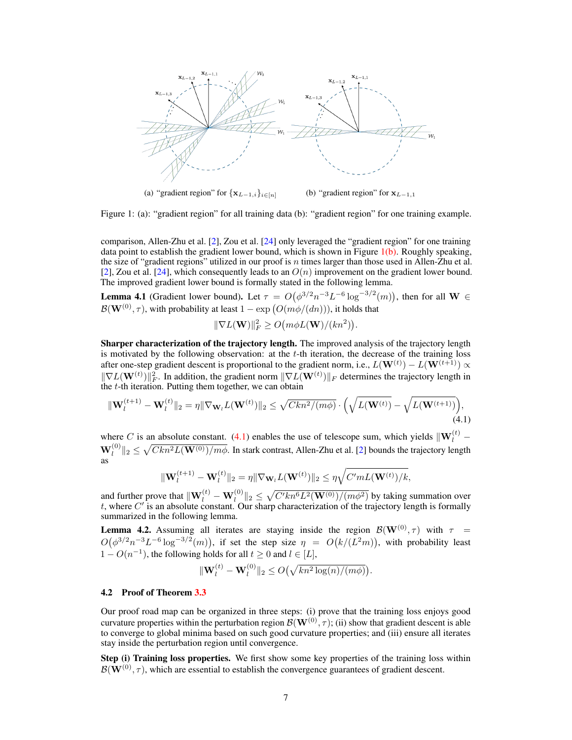(a) "gradient region" for $\{\mathbf{x}_{L-1,i}\}_{i\in[n]}$ (b) "gradient region" for $\mathbf{x}_{L-1,1}$

Figure 1: (a): "gradient region" for all training data (b): "gradient region" for one training example.

comparison, Allen-Zhu et al. [2], Zou et al. [24] only leveraged the "gradient region" for one training data point to establish the gradient lower bound, which is shown in Figure 1(b). Roughly speaking, the size of "gradient regions" utilized in our proof is $n$ times larger than those used in Allen-Zhu et al. [2], Zou et al. [24], which consequently leads to an $O(n)$ improvement on the gradient lower bound. The improved gradient lower bound is formally stated in the following lemma.

**Lemma 4.1** (Gradient lower bound)**.** Let $\tau = O\big(\phi^{3/2}n^{-3}L^{-6}\log^{-3/2}(m)\big)$, then for all $\mathbf{W} \in \mathcal{B}(\mathbf{W}^{(0)}, \tau)$, with probability at least $1 - \exp\big(O(m\phi/(dn))\big)$, it holds that

$$\|\nabla L(\mathbf{W})\|_F^2 \geq O\big(m\phi L(\mathbf{W})/(kn^2)\big).$$

**Sharper characterization of the trajectory length.** The improved analysis of the trajectory length is motivated by the following observation: at the $t$-th iteration, the decrease of the training loss after one-step gradient descent is proportional to the gradient norm, i.e., $L(\mathbf{W}^{(t)}) - L(\mathbf{W}^{(t+1)}) \propto \|\nabla L(\mathbf{W}^{(t)})\|_F^2$. In addition, the gradient norm $\|\nabla L(\mathbf{W}^{(t)})\|_F$ determines the trajectory length in the $t$-th iteration. Putting them together, we can obtain

$$\|\mathbf{W}_l^{(t+1)} - \mathbf{W}_l^{(t)}\|_2 = \eta\|\nabla_{\mathbf{W}_l} L(\mathbf{W}^{(t)})\|_2 \leq \sqrt{Ckn^2/(m\phi)} \cdot \Big(\sqrt{L(\mathbf{W}^{(t)})} - \sqrt{L(\mathbf{W}^{(t+1)})}\Big), \tag{4.1}$$

where $C$ is an absolute constant. (4.1) enables the use of telescope sum, which yields $\|\mathbf{W}_l^{(t)} - \mathbf{W}_l^{(0)}\|_2 \leq \sqrt{Ckn^2L(\mathbf{W}^{(0)})/m\phi}$. In stark contrast, Allen-Zhu et al. [2] bounds the trajectory length as

$$\|\mathbf{W}_l^{(t+1)} - \mathbf{W}_l^{(t)}\|_2 = \eta\|\nabla_{\mathbf{W}_l} L(\mathbf{W}^{(t)})\|_2 \leq \eta\sqrt{C'mL(\mathbf{W}^{(t)})/k},$$

and further prove that $\|\mathbf{W}_l^{(t)} - \mathbf{W}_l^{(0)}\|_2 \leq \sqrt{C'kn^6L^2(\mathbf{W}^{(0)})/(m\phi^2)}$ by taking summation over $t$, where $C'$ is an absolute constant. Our sharp characterization of the trajectory length is formally summarized in the following lemma.

**Lemma 4.2.** Assuming all iterates are staying inside the region $\mathcal{B}(\mathbf{W}^{(0)}, \tau)$ with $\tau = O\big(\phi^{3/2}n^{-3}L^{-6}\log^{-3/2}(m)\big)$, if set the step size $\eta = O\big(k/(L^2m)\big)$, with probability least $1 - O(n^{-1})$, the following holds for all $t \geq 0$ and $l \in [L]$,

$$\|\mathbf{W}_l^{(t)} - \mathbf{W}_l^{(0)}\|_2 \leq O\big(\sqrt{kn^2\log(n)/(m\phi)}\big).$$

### 4.2 Proof of Theorem 3.3

Our proof road map can be organized in three steps: (i) prove that the training loss enjoys good curvature properties within the perturbation region $\mathcal{B}(\mathbf{W}^{(0)}, \tau)$; (ii) show that gradient descent is able to converge to global minima based on such good curvature properties; and (iii) ensure all iterates stay inside the perturbation region until convergence.

**Step (i) Training loss properties.** We first show some key properties of the training loss within $\mathcal{B}(\mathbf{W}^{(0)}, \tau)$, which are essential to establish the convergence guarantees of gradient descent.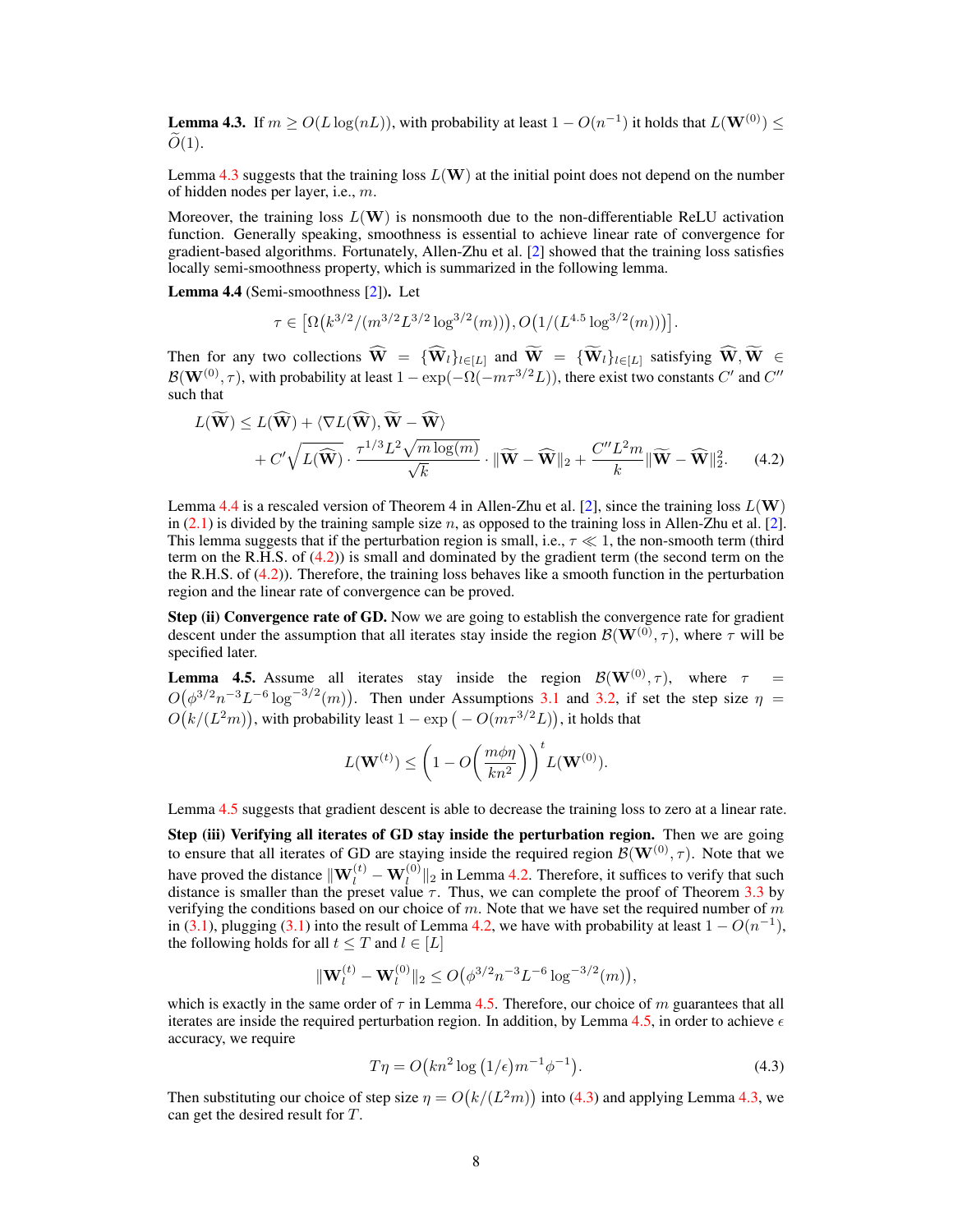**Lemma 4.3.** If $m \geq O(L\log(nL))$, with probability at least $1 - O(n^{-1})$ it holds that $L(\mathbf{W}^{(0)}) \leq \widetilde{O}(1)$.

Lemma 4.3 suggests that the training loss $L(\mathbf{W})$ at the initial point does not depend on the number of hidden nodes per layer, i.e., $m$.

Moreover, the training loss $L(\mathbf{W})$ is nonsmooth due to the non-differentiable ReLU activation function. Generally speaking, smoothness is essential to achieve linear rate of convergence for gradient-based algorithms. Fortunately, Allen-Zhu et al. [2] showed that the training loss satisfies locally semi-smoothness property, which is summarized in the following lemma.

**Lemma 4.4** (Semi-smoothness [2])**.** Let

$$\tau \in \big[\Omega\big(k^{3/2}/(m^{3/2}L^{3/2}\log^{3/2}(m))\big), O\big(1/(L^{4.5}\log^{3/2}(m))\big)\big].$$

Then for any two collections $\widehat{\mathbf{W}} = \{\widehat{\mathbf{W}}_l\}_{l\in[L]}$ and $\widetilde{\mathbf{W}} = \{\widetilde{\mathbf{W}}_l\}_{l\in[L]}$ satisfying $\widehat{\mathbf{W}}, \widetilde{\mathbf{W}} \in \mathcal{B}(\mathbf{W}^{(0)}, \tau)$, with probability at least $1 - \exp(-\Omega(-m\tau^{3/2}L))$, there exist two constants $C'$ and $C''$ such that

$$\begin{aligned} L(\widetilde{\mathbf{W}}) &\leq L(\widehat{\mathbf{W}}) + \langle \nabla L(\widehat{\mathbf{W}}), \widetilde{\mathbf{W}} - \widehat{\mathbf{W}}\rangle \\ &\quad + C'\sqrt{L(\widehat{\mathbf{W}})} \cdot \frac{\tau^{1/3}L^2\sqrt{m\log(m)}}{\sqrt{k}} \cdot \|\widetilde{\mathbf{W}} - \widehat{\mathbf{W}}\|_2 + \frac{C''L^2 m}{k}\|\widetilde{\mathbf{W}} - \widehat{\mathbf{W}}\|_2^2. \end{aligned} \tag{4.2}$$

Lemma 4.4 is a rescaled version of Theorem 4 in Allen-Zhu et al. [2], since the training loss $L(\mathbf{W})$ in (2.1) is divided by the training sample size $n$, as opposed to the training loss in Allen-Zhu et al. [2]. This lemma suggests that if the perturbation region is small, i.e., $\tau \ll 1$, the non-smooth term (third term on the R.H.S. of (4.2)) is small and dominated by the gradient term (the second term on the the R.H.S. of (4.2)). Therefore, the training loss behaves like a smooth function in the perturbation region and the linear rate of convergence can be proved.

**Step (ii) Convergence rate of GD.** Now we are going to establish the convergence rate for gradient descent under the assumption that all iterates stay inside the region $\mathcal{B}(\mathbf{W}^{(0)}, \tau)$, where $\tau$ will be specified later.

**Lemma 4.5.** Assume all iterates stay inside the region $\mathcal{B}(\mathbf{W}^{(0)}, \tau)$, where $\tau = O\big(\phi^{3/2}n^{-3}L^{-6}\log^{-3/2}(m)\big)$. Then under Assumptions 3.1 and 3.2, if set the step size $\eta = O\big(k/(L^2m)\big)$, with probability least $1 - \exp\big(-O(m\tau^{3/2}L)\big)$, it holds that

$$L(\mathbf{W}^{(t)}) \leq \bigg(1 - O\bigg(\frac{m\phi\eta}{kn^2}\bigg)\bigg)^t L(\mathbf{W}^{(0)}).$$

Lemma 4.5 suggests that gradient descent is able to decrease the training loss to zero at a linear rate.

**Step (iii) Verifying all iterates of GD stay inside the perturbation region.** Then we are going to ensure that all iterates of GD are staying inside the required region $\mathcal{B}(\mathbf{W}^{(0)}, \tau)$. Note that we have proved the distance $\|\mathbf{W}_l^{(t)} - \mathbf{W}_l^{(0)}\|_2$ in Lemma 4.2. Therefore, it suffices to verify that such distance is smaller than the preset value $\tau$. Thus, we can complete the proof of Theorem 3.3 by verifying the conditions based on our choice of $m$. Note that we have set the required number of $m$ in (3.1), plugging (3.1) into the result of Lemma 4.2, we have with probability at least $1 - O(n^{-1})$, the following holds for all $t \leq T$ and $l \in [L]$

$$\|\mathbf{W}_l^{(t)} - \mathbf{W}_l^{(0)}\|_2 \leq O\big(\phi^{3/2}n^{-3}L^{-6}\log^{-3/2}(m)\big),$$

which is exactly in the same order of $\tau$ in Lemma 4.5. Therefore, our choice of $m$ guarantees that all iterates are inside the required perturbation region. In addition, by Lemma 4.5, in order to achieve $\epsilon$ accuracy, we require

$$T\eta = O\big(kn^2\log\big(1/\epsilon\big)m^{-1}\phi^{-1}\big). \tag{4.3}$$

Then substituting our choice of step size $\eta = O\big(k/(L^2m)\big)$ into (4.3) and applying Lemma 4.3, we can get the desired result for $T$.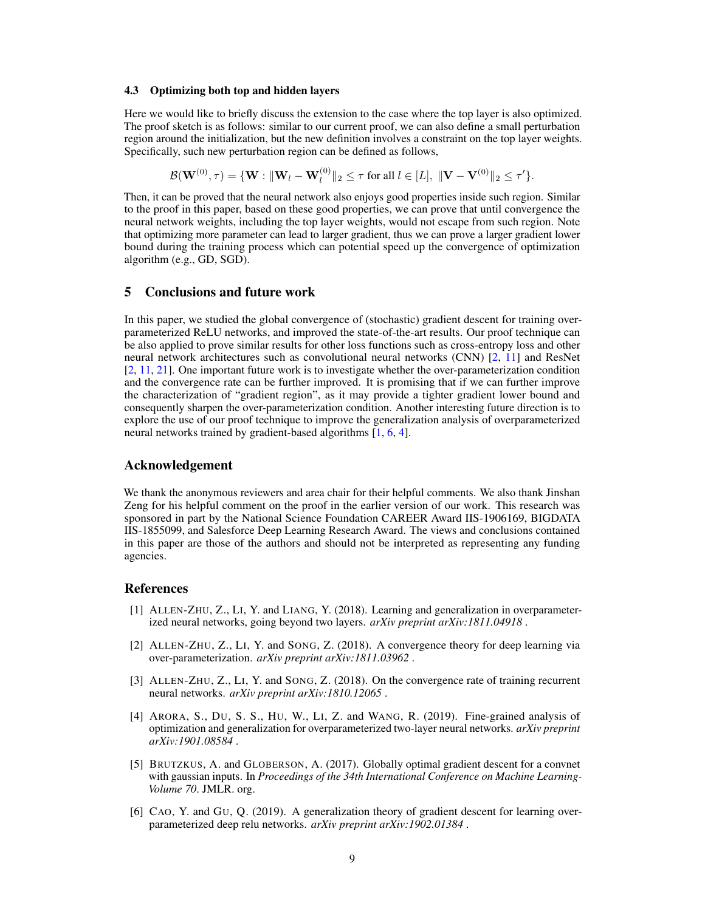### 4.3 Optimizing both top and hidden layers

Here we would like to briefly discuss the extension to the case where the top layer is also optimized. The proof sketch is as follows: similar to our current proof, we can also define a small perturbation region around the initialization, but the new definition involves a constraint on the top layer weights. Specifically, such new perturbation region can be defined as follows,

$$\mathcal{B}(\mathbf{W}^{(0)}, \tau) = \{\mathbf{W} : \|\mathbf{W}_l - \mathbf{W}_l^{(0)}\|_2 \leq \tau \text{ for all } l \in [L],\ \|\mathbf{V} - \mathbf{V}^{(0)}\|_2 \leq \tau'\}.$$

Then, it can be proved that the neural network also enjoys good properties inside such region. Similar to the proof in this paper, based on these good properties, we can prove that until convergence the neural network weights, including the top layer weights, would not escape from such region. Note that optimizing more parameter can lead to larger gradient, thus we can prove a larger gradient lower bound during the training process which can potential speed up the convergence of optimization algorithm (e.g., GD, SGD).

## 5 Conclusions and future work

In this paper, we studied the global convergence of (stochastic) gradient descent for training over-parameterized ReLU networks, and improved the state-of-the-art results. Our proof technique can be also applied to prove similar results for other loss functions such as cross-entropy loss and other neural network architectures such as convolutional neural networks (CNN) [2, 11] and ResNet [2, 11, 21]. One important future work is to investigate whether the over-parameterization condition and the convergence rate can be further improved. It is promising that if we can further improve the characterization of "gradient region", as it may provide a tighter gradient lower bound and consequently sharpen the over-parameterization condition. Another interesting future direction is to explore the use of our proof technique to improve the generalization analysis of overparameterized neural networks trained by gradient-based algorithms [1, 6, 4].

## Acknowledgement

We thank the anonymous reviewers and area chair for their helpful comments. We also thank Jinshan Zeng for his helpful comment on the proof in the earlier version of our work. This research was sponsored in part by the National Science Foundation CAREER Award IIS-1906169, BIGDATA IIS-1855099, and Salesforce Deep Learning Research Award. The views and conclusions contained in this paper are those of the authors and should not be interpreted as representing any funding agencies.

## References

[1] Allen-Zhu, Z., Li, Y. and Liang, Y. (2018). Learning and generalization in overparameterized neural networks, going beyond two layers. *arXiv preprint arXiv:1811.04918* .

[2] Allen-Zhu, Z., Li, Y. and Song, Z. (2018). A convergence theory for deep learning via over-parameterization. *arXiv preprint arXiv:1811.03962* .

[3] Allen-Zhu, Z., Li, Y. and Song, Z. (2018). On the convergence rate of training recurrent neural networks. *arXiv preprint arXiv:1810.12065* .

[4] Arora, S., Du, S. S., Hu, W., Li, Z. and Wang, R. (2019). Fine-grained analysis of optimization and generalization for overparameterized two-layer neural networks. *arXiv preprint arXiv:1901.08584* .

[5] Brutzkus, A. and Globerson, A. (2017). Globally optimal gradient descent for a convnet with gaussian inputs. In *Proceedings of the 34th International Conference on Machine Learning-Volume 70*. JMLR. org.

[6] Cao, Y. and Gu, Q. (2019). A generalization theory of gradient descent for learning over-parameterized deep relu networks. *arXiv preprint arXiv:1902.01384* .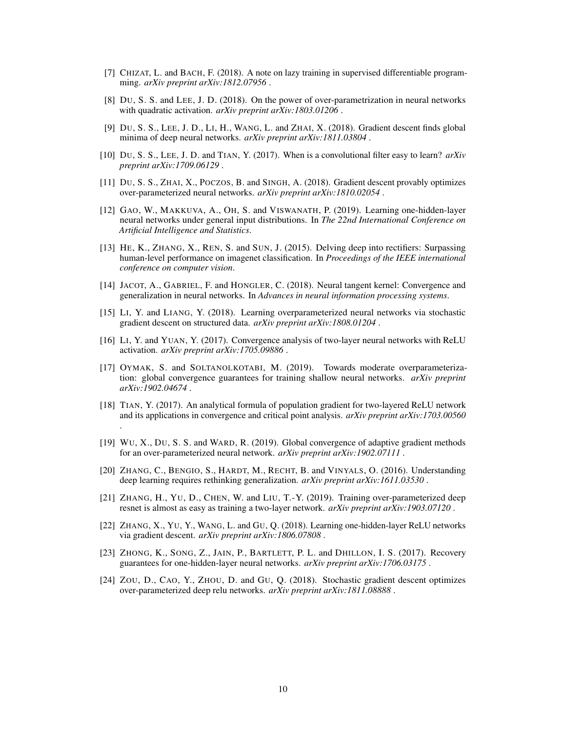[7] Chizat, L. and Bach, F. (2018). A note on lazy training in supervised differentiable programming. *arXiv preprint arXiv:1812.07956* .

[8] Du, S. S. and Lee, J. D. (2018). On the power of over-parametrization in neural networks with quadratic activation. *arXiv preprint arXiv:1803.01206* .

[9] Du, S. S., Lee, J. D., Li, H., Wang, L. and Zhai, X. (2018). Gradient descent finds global minima of deep neural networks. *arXiv preprint arXiv:1811.03804* .

[10] Du, S. S., Lee, J. D. and Tian, Y. (2017). When is a convolutional filter easy to learn? *arXiv preprint arXiv:1709.06129* .

[11] Du, S. S., Zhai, X., Poczos, B. and Singh, A. (2018). Gradient descent provably optimizes over-parameterized neural networks. *arXiv preprint arXiv:1810.02054* .

[12] Gao, W., Makkuva, A., Oh, S. and Viswanath, P. (2019). Learning one-hidden-layer neural networks under general input distributions. In *The 22nd International Conference on Artificial Intelligence and Statistics*.

[13] He, K., Zhang, X., Ren, S. and Sun, J. (2015). Delving deep into rectifiers: Surpassing human-level performance on imagenet classification. In *Proceedings of the IEEE international conference on computer vision*.

[14] Jacot, A., Gabriel, F. and Hongler, C. (2018). Neural tangent kernel: Convergence and generalization in neural networks. In *Advances in neural information processing systems*.

[15] Li, Y. and Liang, Y. (2018). Learning overparameterized neural networks via stochastic gradient descent on structured data. *arXiv preprint arXiv:1808.01204* .

[16] Li, Y. and Yuan, Y. (2017). Convergence analysis of two-layer neural networks with ReLU activation. *arXiv preprint arXiv:1705.09886* .

[17] Oymak, S. and Soltanolkotabi, M. (2019). Towards moderate overparameterization: global convergence guarantees for training shallow neural networks. *arXiv preprint arXiv:1902.04674* .

[18] Tian, Y. (2017). An analytical formula of population gradient for two-layered ReLU network and its applications in convergence and critical point analysis. *arXiv preprint arXiv:1703.00560* .

[19] Wu, X., Du, S. S. and Ward, R. (2019). Global convergence of adaptive gradient methods for an over-parameterized neural network. *arXiv preprint arXiv:1902.07111* .

[20] Zhang, C., Bengio, S., Hardt, M., Recht, B. and Vinyals, O. (2016). Understanding deep learning requires rethinking generalization. *arXiv preprint arXiv:1611.03530* .

[21] Zhang, H., Yu, D., Chen, W. and Liu, T.-Y. (2019). Training over-parameterized deep resnet is almost as easy as training a two-layer network. *arXiv preprint arXiv:1903.07120* .

[22] Zhang, X., Yu, Y., Wang, L. and Gu, Q. (2018). Learning one-hidden-layer ReLU networks via gradient descent. *arXiv preprint arXiv:1806.07808* .

[23] Zhong, K., Song, Z., Jain, P., Bartlett, P. L. and Dhillon, I. S. (2017). Recovery guarantees for one-hidden-layer neural networks. *arXiv preprint arXiv:1706.03175* .

[24] Zou, D., Cao, Y., Zhou, D. and Gu, Q. (2018). Stochastic gradient descent optimizes over-parameterized deep relu networks. *arXiv preprint arXiv:1811.08888* .